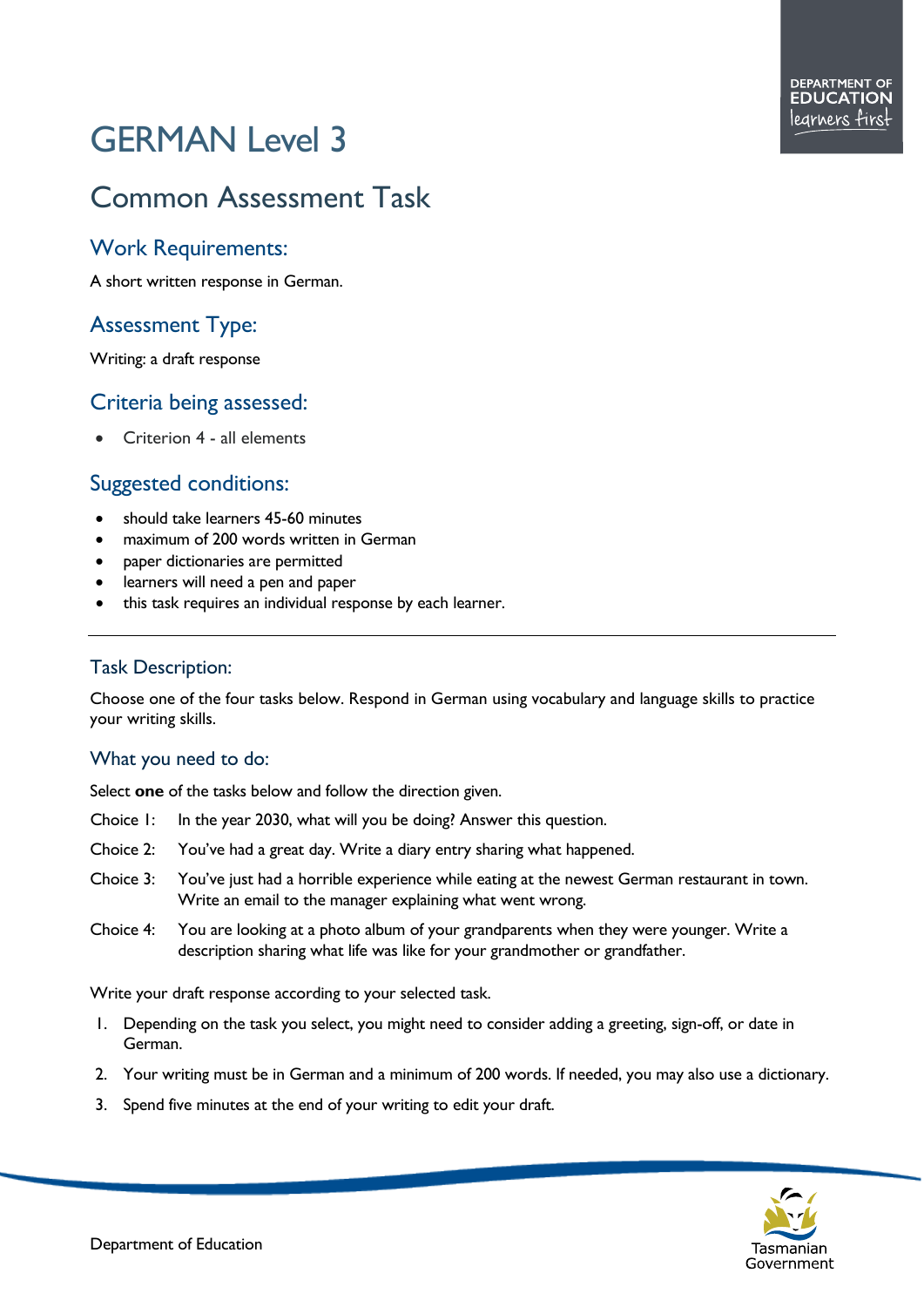# GERMAN Level 3

## Common Assessment Task

### Work Requirements:

A short written response in German.

### Assessment Type:

Writing: a draft response

### Criteria being assessed:

- Criterion 4 - all elements

### Suggested conditions:

- should take learners 45-60 minutes
- maximum of 200 words written in German
- paper dictionaries are permitted
- learners will need a pen and paper
- this task requires an individual response by each learner.

---

### Task Description:

Choose one of the four tasks below. Respond in German using vocabulary and language skills to practice your writing skills.

### What you need to do:

Select **one** of the tasks below and follow the direction given.

Choice 1: In the year 2030, what will you be doing? Answer this question.

Choice 2: You've had a great day. Write a diary entry sharing what happened.

Choice 3: You've just had a horrible experience while eating at the newest German restaurant in town. Write an email to the manager explaining what went wrong.

Choice 4: You are looking at a photo album of your grandparents when they were younger. Write a description sharing what life was like for your grandmother or grandfather.

Write your draft response according to your selected task.

1. Depending on the task you select, you might need to consider adding a greeting, sign-off, or date in German.
2. Your writing must be in German and a minimum of 200 words. If needed, you may also use a dictionary.
3. Spend five minutes at the end of your writing to edit your draft.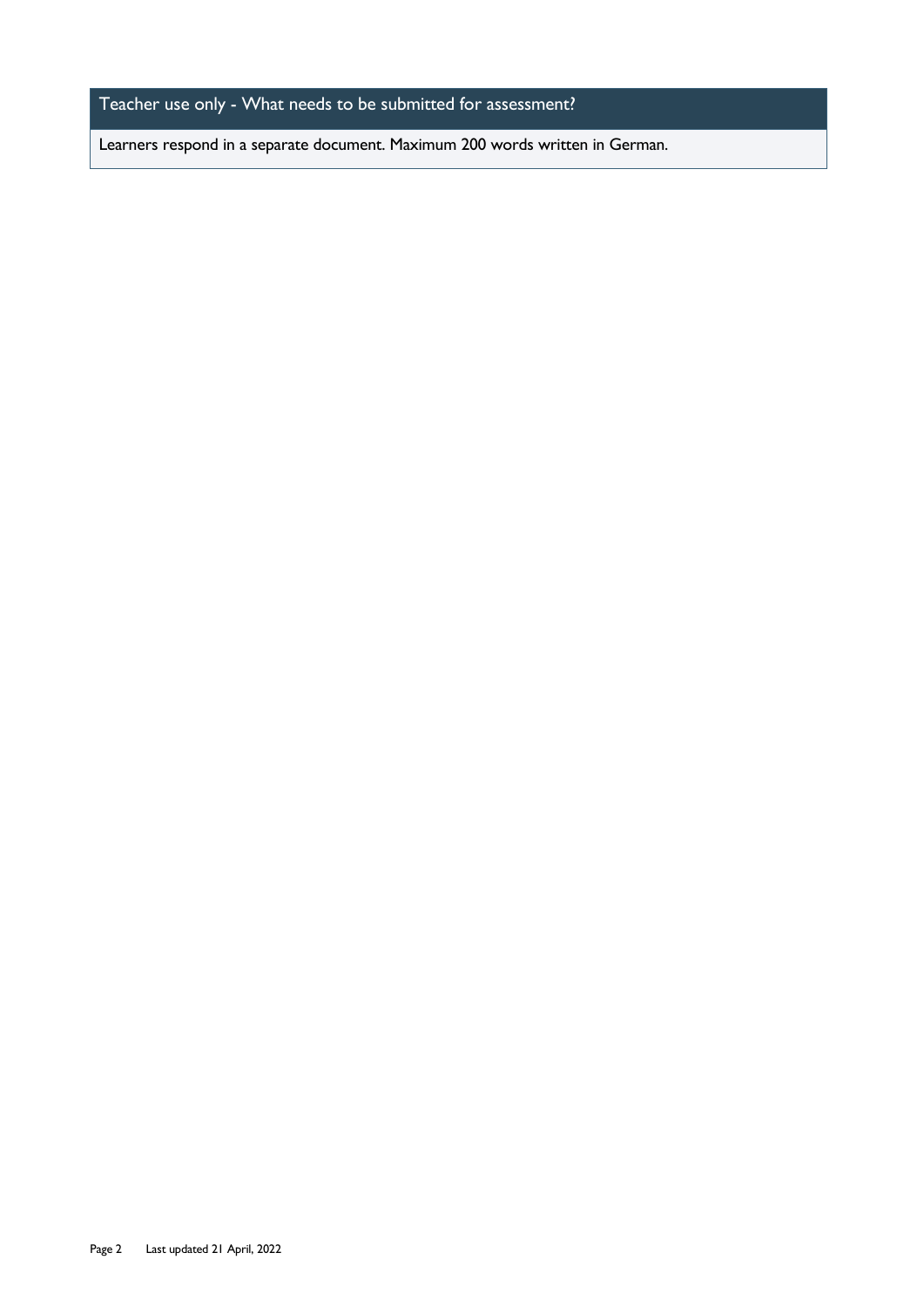| Teacher use only - What needs to be submitted for assessment? |
| --- |
| Learners respond in a separate document. Maximum 200 words written in German. |